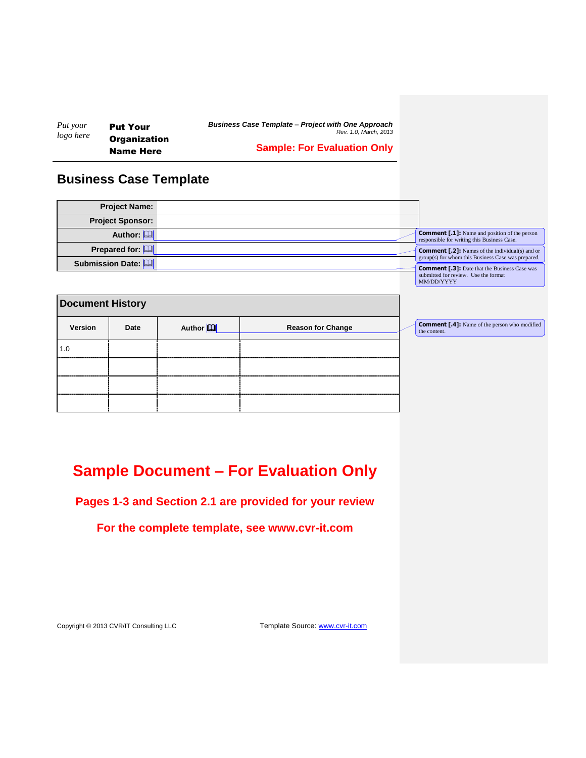*Put your logo here*

**Put Your Organization Name Here**

***Business Case Template – Project with One Approach***
*Rev. 1.0, March, 2013*

**Sample: For Evaluation Only**

# Business Case Template

| | |
|---|---|
| **Project Name:** | |
| **Project Sponsor:** | |
| **Author:** | |
| **Prepared for:** | |
| **Submission Date:** | |

**Comment [.1]:** Name and position of the person responsible for writing this Business Case.

**Comment [.2]:** Names of the individual(s) and or group(s) for whom this Business Case was prepared.

**Comment [.3]:** Date that the Business Case was submitted for review. Use the format MM/DD/YYYY

**Document History**

| Version | Date | Author | Reason for Change |
|---|---|---|---|
| 1.0 | | | |
| | | | |
| | | | |
| | | | |

**Comment [.4]:** Name of the person who modified the content.

# Sample Document – For Evaluation Only

**Pages 1-3 and Section 2.1 are provided for your review**

**For the complete template, see www.cvr-it.com**

Copyright © 2013 CVR/IT Consulting LLC    Template Source: www.cvr-it.com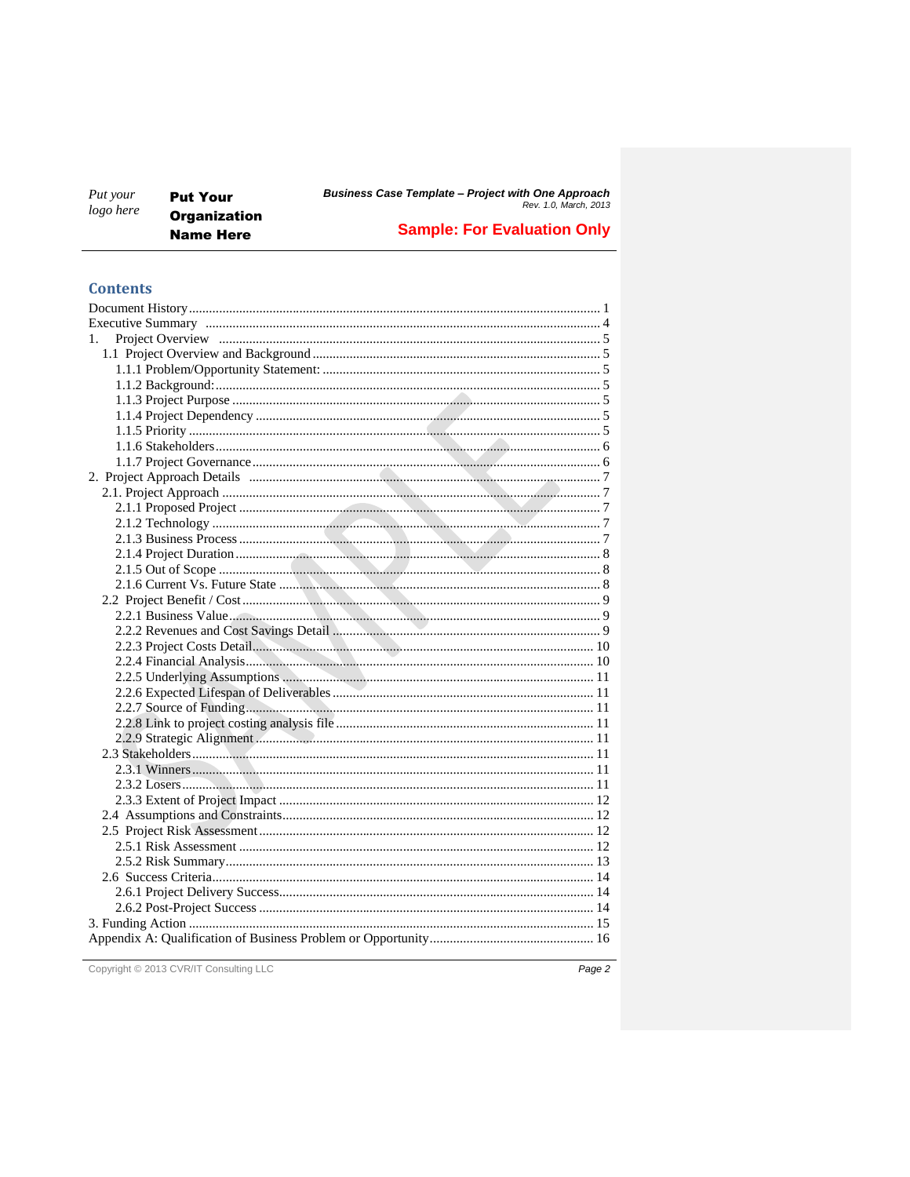## Contents

Document History ........ 1
Executive Summary ........ 4
1. Project Overview ........ 5
  1.1 Project Overview and Background ........ 5
    1.1.1 Problem/Opportunity Statement: ........ 5
    1.1.2 Background: ........ 5
    1.1.3 Project Purpose ........ 5
    1.1.4 Project Dependency ........ 5
    1.1.5 Priority ........ 5
    1.1.6 Stakeholders ........ 6
    1.1.7 Project Governance ........ 6
2. Project Approach Details ........ 7
  2.1. Project Approach ........ 7
    2.1.1 Proposed Project ........ 7
    2.1.2 Technology ........ 7
    2.1.3 Business Process ........ 7
    2.1.4 Project Duration ........ 8
    2.1.5 Out of Scope ........ 8
    2.1.6 Current Vs. Future State ........ 8
  2.2 Project Benefit / Cost ........ 9
    2.2.1 Business Value ........ 9
    2.2.2 Revenues and Cost Savings Detail ........ 9
    2.2.3 Project Costs Detail ........ 10
    2.2.4 Financial Analysis ........ 10
    2.2.5 Underlying Assumptions ........ 11
    2.2.6 Expected Lifespan of Deliverables ........ 11
    2.2.7 Source of Funding ........ 11
    2.2.8 Link to project costing analysis file ........ 11
    2.2.9 Strategic Alignment ........ 11
  2.3 Stakeholders ........ 11
    2.3.1 Winners ........ 11
    2.3.2 Losers ........ 11
    2.3.3 Extent of Project Impact ........ 12
  2.4 Assumptions and Constraints ........ 12
  2.5 Project Risk Assessment ........ 12
    2.5.1 Risk Assessment ........ 12
    2.5.2 Risk Summary ........ 13
  2.6 Success Criteria ........ 14
    2.6.1 Project Delivery Success ........ 14
    2.6.2 Post-Project Success ........ 14
3. Funding Action ........ 15
Appendix A: Qualification of Business Problem or Opportunity ........ 16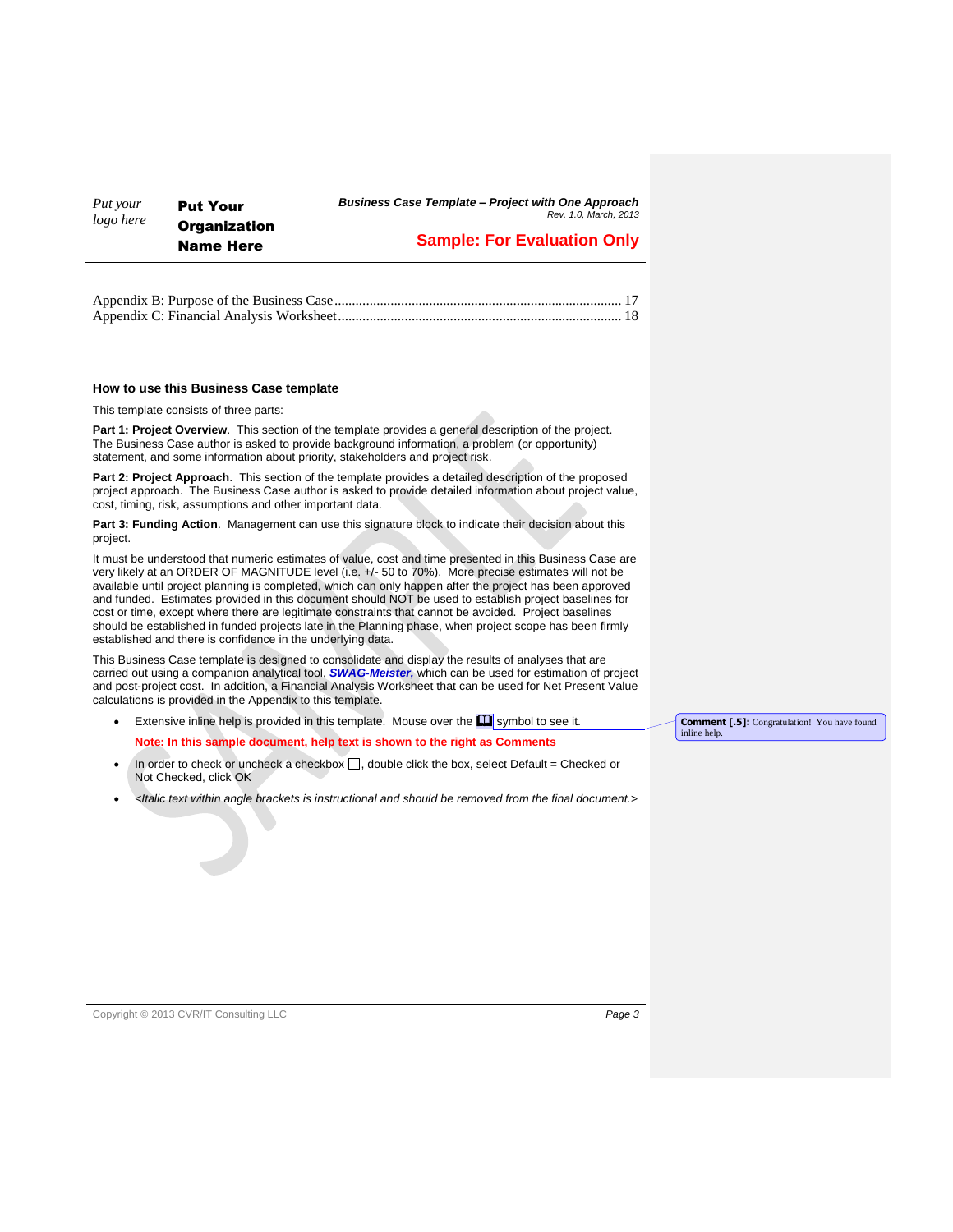Appendix B: Purpose of the Business Case ........................................................................... 17
Appendix C: Financial Analysis Worksheet .......................................................................... 18

### How to use this Business Case template

This template consists of three parts:

**Part 1: Project Overview**. This section of the template provides a general description of the project. The Business Case author is asked to provide background information, a problem (or opportunity) statement, and some information about priority, stakeholders and project risk.

**Part 2: Project Approach**. This section of the template provides a detailed description of the proposed project approach. The Business Case author is asked to provide detailed information about project value, cost, timing, risk, assumptions and other important data.

**Part 3: Funding Action**. Management can use this signature block to indicate their decision about this project.

It must be understood that numeric estimates of value, cost and time presented in this Business Case are very likely at an ORDER OF MAGNITUDE level (i.e. +/- 50 to 70%). More precise estimates will not be available until project planning is completed, which can only happen after the project has been approved and funded. Estimates provided in this document should NOT be used to establish project baselines for cost or time, except where there are legitimate constraints that cannot be avoided. Project baselines should be established in funded projects late in the Planning phase, when project scope has been firmly established and there is confidence in the underlying data.

This Business Case template is designed to consolidate and display the results of analyses that are carried out using a companion analytical tool, ***SWAG-Meister,*** which can be used for estimation of project and post-project cost. In addition, a Financial Analysis Worksheet that can be used for Net Present Value calculations is provided in the Appendix to this template.

- Extensive inline help is provided in this template. Mouse over the 📖 symbol to see it.

  **Note: In this sample document, help text is shown to the right as Comments**

- In order to check or uncheck a checkbox ☐, double click the box, select Default = Checked or Not Checked, click OK
- *<Italic text within angle brackets is instructional and should be removed from the final document.>*

**Comment [.5]:** Congratulation! You have found inline help.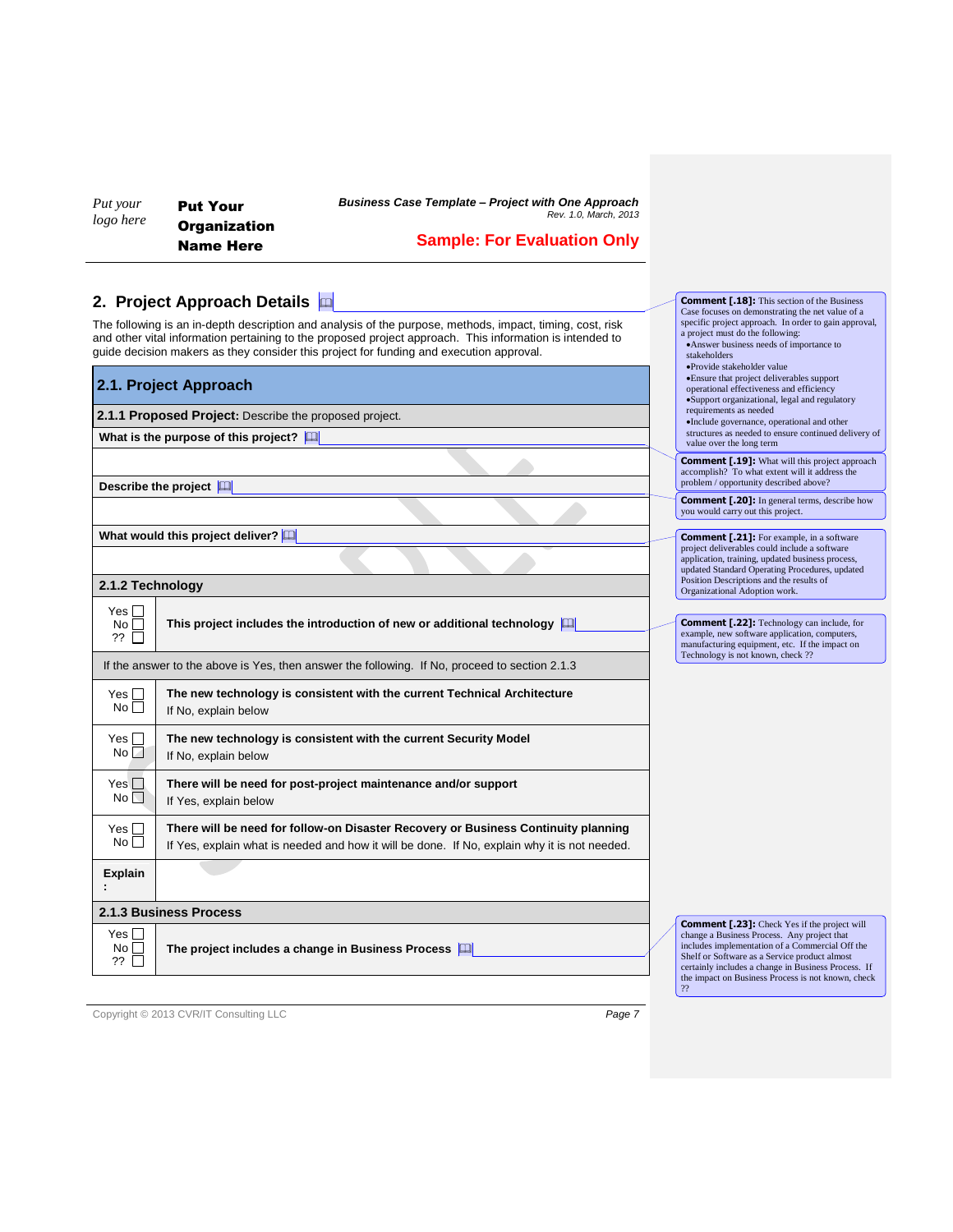## 2. Project Approach Details

The following is an in-depth description and analysis of the purpose, methods, impact, timing, cost, risk and other vital information pertaining to the proposed project approach. This information is intended to guide decision makers as they consider this project for funding and execution approval.

### 2.1. Project Approach

**2.1.1 Proposed Project:** Describe the proposed project.

**What is the purpose of this project?**

**Describe the project**

**What would this project deliver?**

**2.1.2 Technology**

| | |
|---|---|
| Yes ☐ No ☐ ?? ☐ | **This project includes the introduction of new or additional technology** |
| If the answer to the above is Yes, then answer the following. If No, proceed to section 2.1.3 | |
| Yes ☐ No ☐ | **The new technology is consistent with the current Technical Architecture** If No, explain below |
| Yes ☐ No ☐ | **The new technology is consistent with the current Security Model** If No, explain below |
| Yes ☐ No ☐ | **There will be need for post-project maintenance and/or support** If Yes, explain below |
| Yes ☐ No ☐ | **There will be need for follow-on Disaster Recovery or Business Continuity planning** If Yes, explain what is needed and how it will be done. If No, explain why it is not needed. |
| **Explain:** | |

**2.1.3 Business Process**

| | |
|---|---|
| Yes ☐ No ☐ ?? ☐ | **The project includes a change in Business Process** |

**Comment [.18]:** This section of the Business Case focuses on demonstrating the net value of a specific project approach. In order to gain approval, a project must do the following:
- Answer business needs of importance to stakeholders
- Provide stakeholder value
- Ensure that project deliverables support operational effectiveness and efficiency
- Support organizational, legal and regulatory requirements as needed
- Include governance, operational and other structures as needed to ensure continued delivery of value over the long term

**Comment [.19]:** What will this project approach accomplish? To what extent will it address the problem / opportunity described above?

**Comment [.20]:** In general terms, describe how you would carry out this project.

**Comment [.21]:** For example, in a software project deliverables could include a software application, training, updated business process, updated Standard Operating Procedures, updated Position Descriptions and the results of Organizational Adoption work.

**Comment [.22]:** Technology can include, for example, new software application, computers, manufacturing equipment, etc. If the impact on Technology is not known, check ??

**Comment [.23]:** Check Yes if the project will change a Business Process. Any project that includes implementation of a Commercial Off the Shelf or Software as a Service product almost certainly includes a change in Business Process. If the impact on Business Process is not known, check ??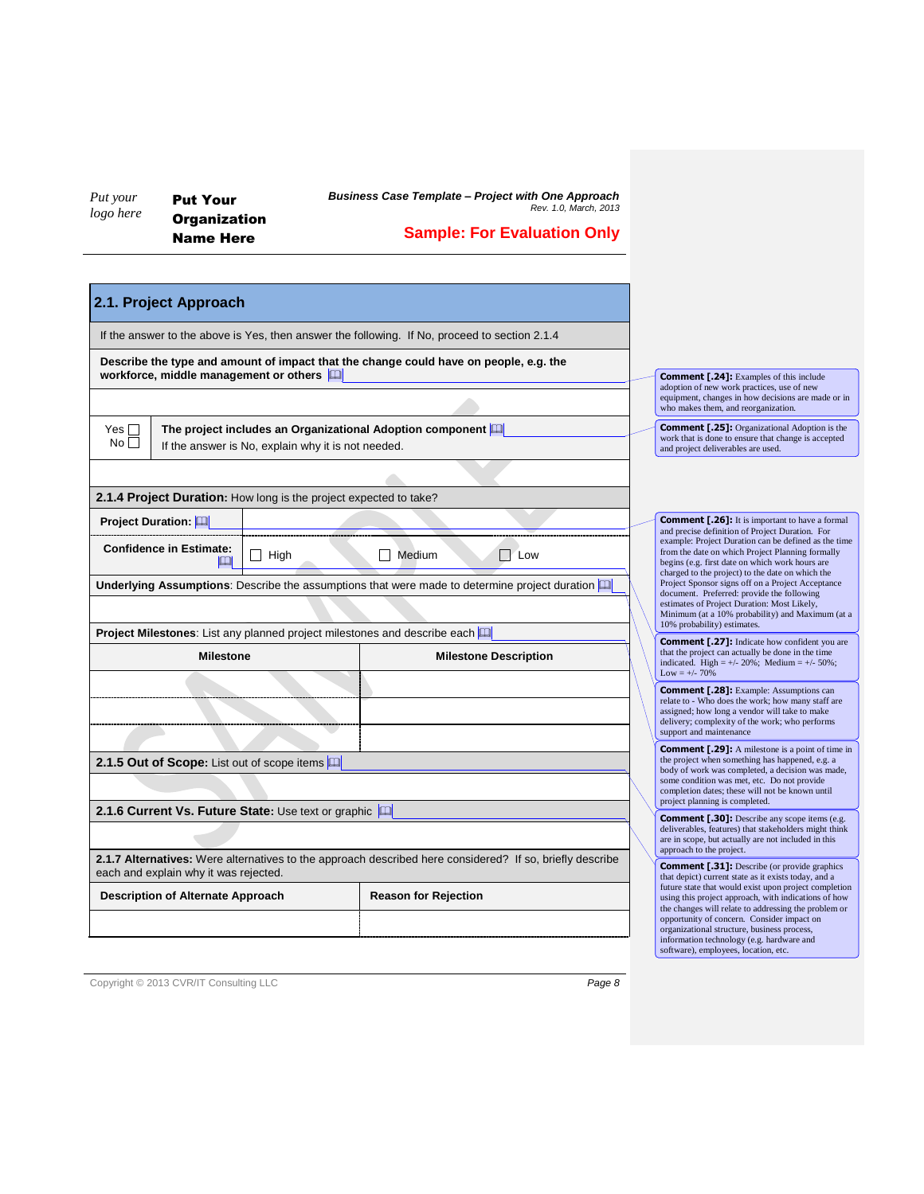## 2.1. Project Approach

If the answer to the above is Yes, then answer the following. If No, proceed to section 2.1.4

**Describe the type and amount of impact that the change could have on people, e.g. the workforce, middle management or others**

| | |
|---|---|
| Yes ☐<br>No ☐ | **The project includes an Organizational Adoption component**<br>If the answer is No, explain why it is not needed. |

### 2.1.4 Project Duration: How long is the project expected to take?

| | | | |
|---|---|---|---|
| **Project Duration:** | | | |
| **Confidence in Estimate:** | ☐ High | ☐ Medium | ☐ Low |

**Underlying Assumptions**: Describe the assumptions that were made to determine project duration

**Project Milestones**: List any planned project milestones and describe each

| Milestone | Milestone Description |
|---|---|
| | |
| | |
| | |

### 2.1.5 Out of Scope: List out of scope items

### 2.1.6 Current Vs. Future State: Use text or graphic

### 2.1.7 Alternatives: Were alternatives to the approach described here considered? If so, briefly describe each and explain why it was rejected.

| Description of Alternate Approach | Reason for Rejection |
|---|---|
| | |

**Comment [.24]:** Examples of this include adoption of new work practices, use of new equipment, changes in how decisions are made or in who makes them, and reorganization.

**Comment [.25]:** Organizational Adoption is the work that is done to ensure that change is accepted and project deliverables are used.

**Comment [.26]:** It is important to have a formal and precise definition of Project Duration. For example: Project Duration can be defined as the time from the date on which Project Planning formally begins (e.g. first date on which work hours are charged to the project) to the date on which the Project Sponsor signs off on a Project Acceptance document. Preferred: provide the following estimates of Project Duration: Most Likely, Minimum (at a 10% probability) and Maximum (at a 10% probability) estimates.

**Comment [.27]:** Indicate how confident you are that the project can actually be done in the time indicated. High = +/- 20%; Medium = +/- 50%; Low = +/- 70%

**Comment [.28]:** Example: Assumptions can relate to - Who does the work; how many staff are assigned; how long a vendor will take to make delivery; complexity of the work; who performs support and maintenance

**Comment [.29]:** A milestone is a point of time in the project when something has happened, e.g. a body of work was completed, a decision was made, some condition was met, etc. Do not provide completion dates; these will not be known until project planning is completed.

**Comment [.30]:** Describe any scope items (e.g. deliverables, features) that stakeholders might think are in scope, but actually are not included in this approach to the project.

**Comment [.31]:** Describe (or provide graphics that depict) current state as it exists today, and a future state that would exist upon project completion using this project approach, with indications of how the changes will relate to addressing the problem or opportunity of concern. Consider impact on organizational structure, business process, information technology (e.g. hardware and software), employees, location, etc.